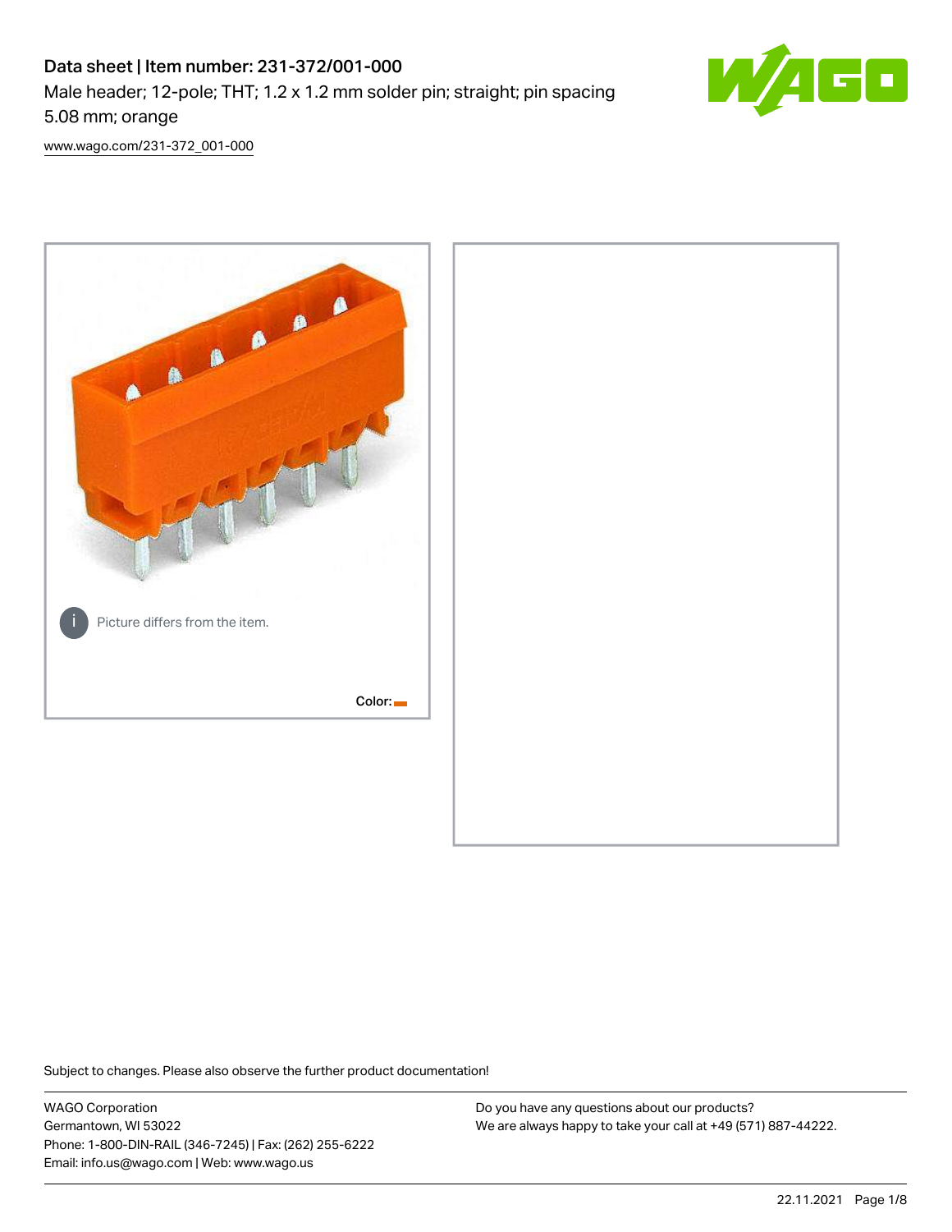# Data sheet | Item number: 231-372/001-000

Male header; 12-pole; THT; 1.2 x 1.2 mm solder pin; straight; pin spacing 5.08 mm; orange

[www.wago.com/231-372_001-000](www.wago.com/231-372_001-000)

Picture differs from the item.

Color:

Subject to changes. Please also observe the further product documentation!

WAGO Corporation
Germantown, WI 53022
Phone: 1-800-DIN-RAIL (346-7245) | Fax: (262) 255-6222
Email: info.us@wago.com | Web: www.wago.us

Do you have any questions about our products?
We are always happy to take your call at +49 (571) 887-44222.

22.11.2021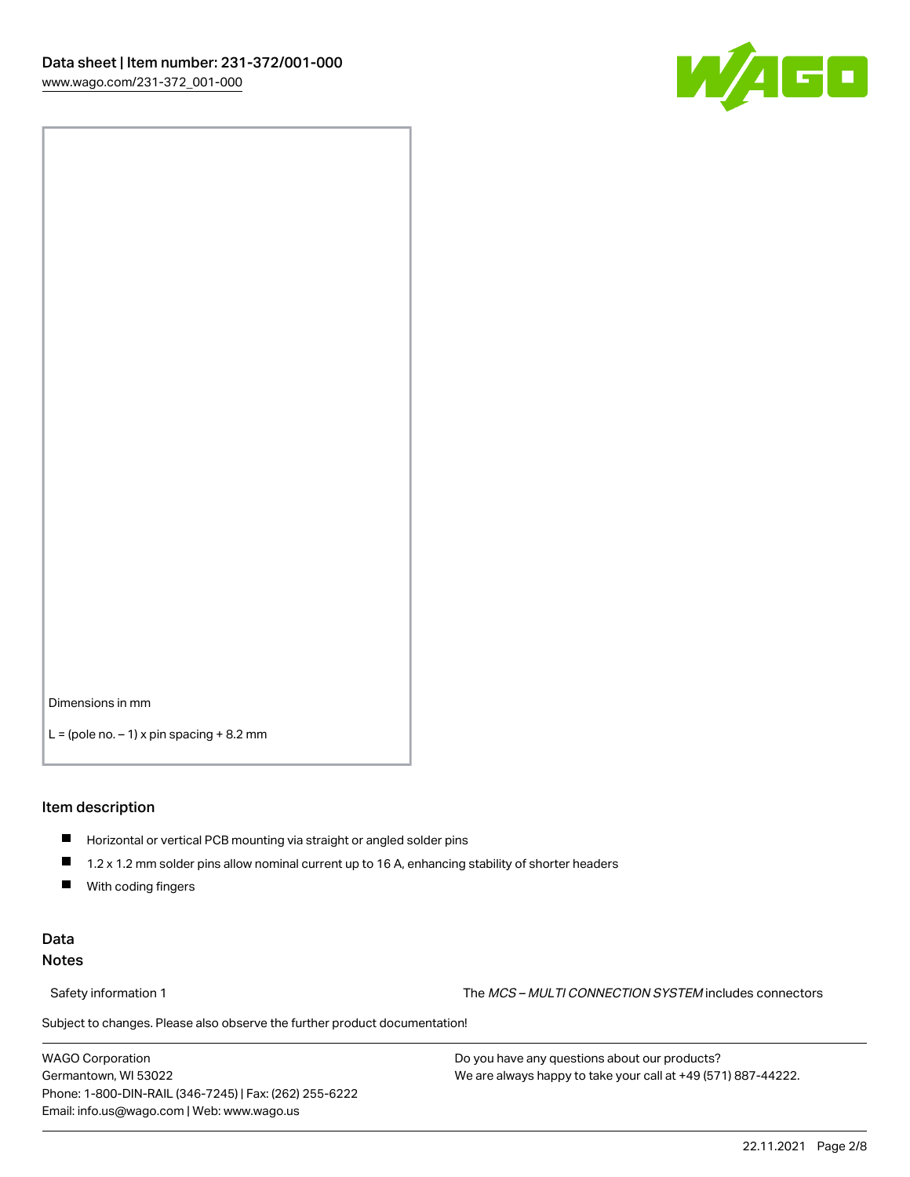Dimensions in mm

L = (pole no. – 1) x pin spacing + 8.2 mm

## Item description

- Horizontal or vertical PCB mounting via straight or angled solder pins
- 1.2 x 1.2 mm solder pins allow nominal current up to 16 A, enhancing stability of shorter headers
- With coding fingers

## Data

### Notes

Safety information 1 The *MCS – MULTI CONNECTION SYSTEM* includes connectors

Subject to changes. Please also observe the further product documentation!

WAGO Corporation
Germantown, WI 53022
Phone: 1-800-DIN-RAIL (346-7245) | Fax: (262) 255-6222
Email: info.us@wago.com | Web: www.wago.us

Do you have any questions about our products?
We are always happy to take your call at +49 (571) 887-44222.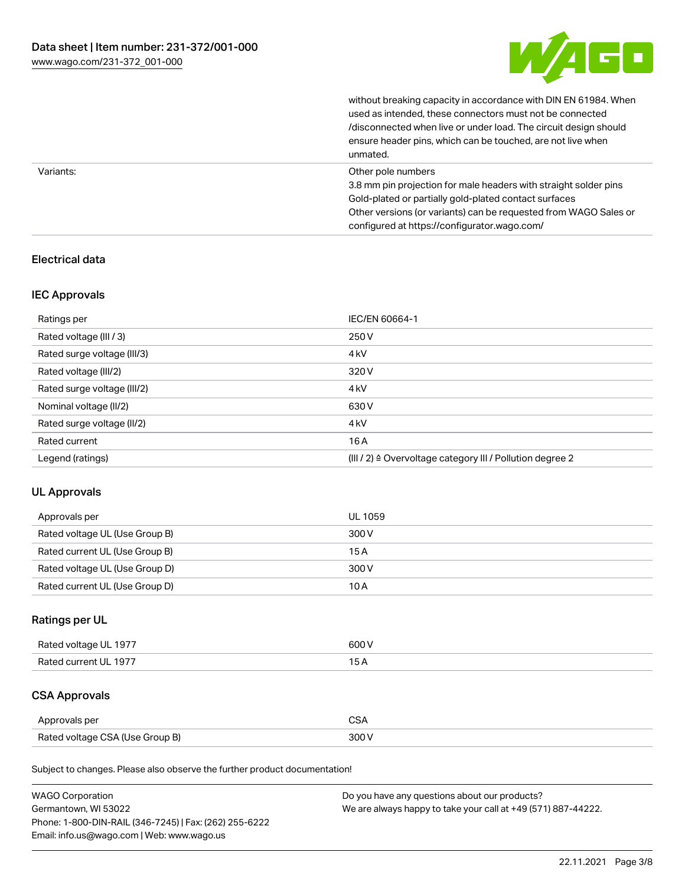| | |
|---|---|
| | without breaking capacity in accordance with DIN EN 61984. When used as intended, these connectors must not be connected /disconnected when live or under load. The circuit design should ensure header pins, which can be touched, are not live when unmated. |
| Variants: | Other pole numbers<br>3.8 mm pin projection for male headers with straight solder pins<br>Gold-plated or partially gold-plated contact surfaces<br>Other versions (or variants) can be requested from WAGO Sales or configured at https://configurator.wago.com/ |

## Electrical data

### IEC Approvals

| | |
|---|---|
| Ratings per | IEC/EN 60664-1 |
| Rated voltage (III / 3) | 250 V |
| Rated surge voltage (III/3) | 4 kV |
| Rated voltage (III/2) | 320 V |
| Rated surge voltage (III/2) | 4 kV |
| Nominal voltage (II/2) | 630 V |
| Rated surge voltage (II/2) | 4 kV |
| Rated current | 16 A |
| Legend (ratings) | (III / 2) ≙ Overvoltage category III / Pollution degree 2 |

### UL Approvals

| | |
|---|---|
| Approvals per | UL 1059 |
| Rated voltage UL (Use Group B) | 300 V |
| Rated current UL (Use Group B) | 15 A |
| Rated voltage UL (Use Group D) | 300 V |
| Rated current UL (Use Group D) | 10 A |

### Ratings per UL

| | |
|---|---|
| Rated voltage UL 1977 | 600 V |
| Rated current UL 1977 | 15 A |

### CSA Approvals

| | |
|---|---|
| Approvals per | CSA |
| Rated voltage CSA (Use Group B) | 300 V |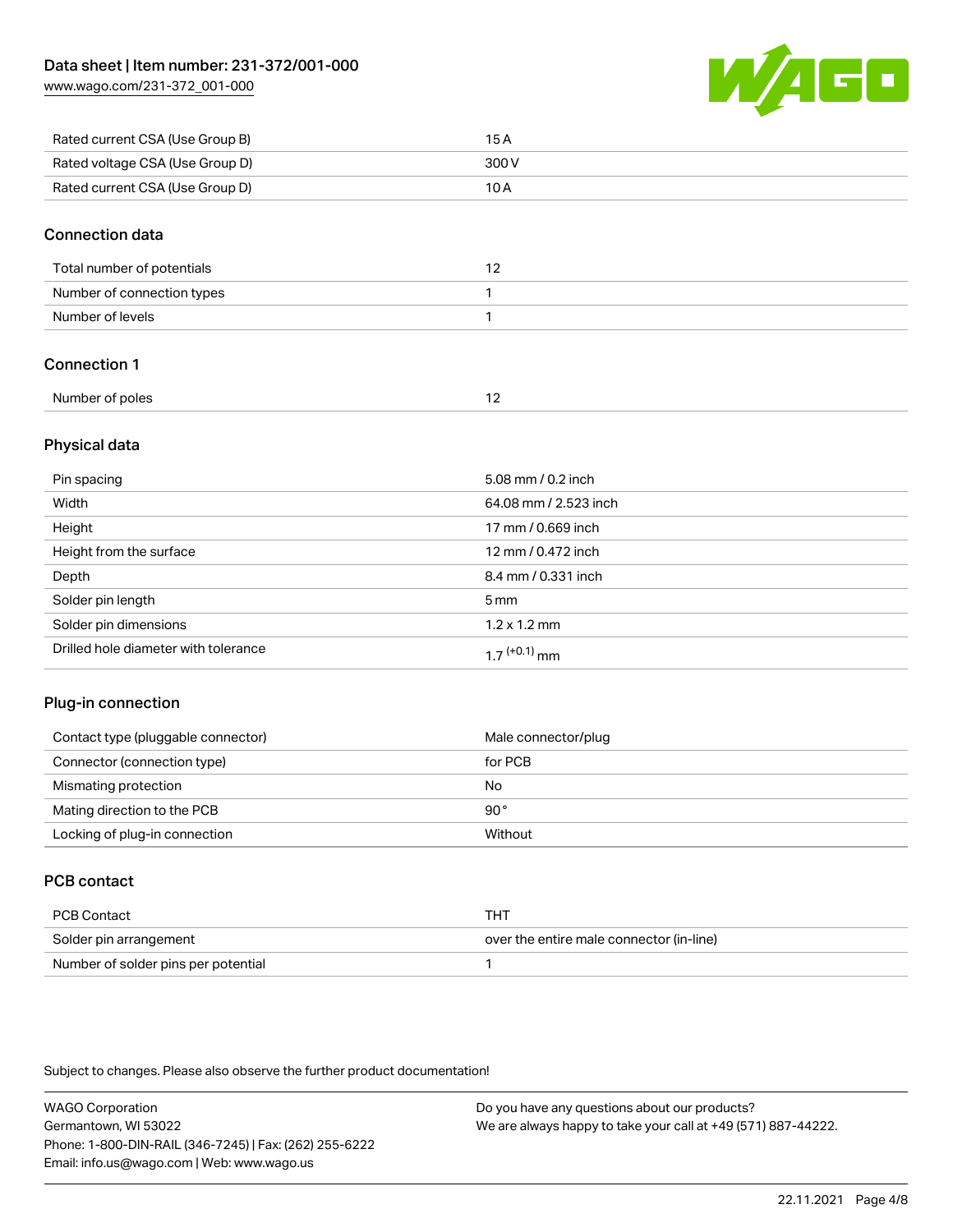| | |
|---|---|
| Rated current CSA (Use Group B) | 15 A |
| Rated voltage CSA (Use Group D) | 300 V |
| Rated current CSA (Use Group D) | 10 A |

## Connection data

| | |
|---|---|
| Total number of potentials | 12 |
| Number of connection types | 1 |
| Number of levels | 1 |

## Connection 1

| | |
|---|---|
| Number of poles | 12 |

## Physical data

| | |
|---|---|
| Pin spacing | 5.08 mm / 0.2 inch |
| Width | 64.08 mm / 2.523 inch |
| Height | 17 mm / 0.669 inch |
| Height from the surface | 12 mm / 0.472 inch |
| Depth | 8.4 mm / 0.331 inch |
| Solder pin length | 5 mm |
| Solder pin dimensions | 1.2 x 1.2 mm |
| Drilled hole diameter with tolerance | $1.7^{(+0.1)}$ mm |

## Plug-in connection

| | |
|---|---|
| Contact type (pluggable connector) | Male connector/plug |
| Connector (connection type) | for PCB |
| Mismating protection | No |
| Mating direction to the PCB | 90 ° |
| Locking of plug-in connection | Without |

## PCB contact

| | |
|---|---|
| PCB Contact | THT |
| Solder pin arrangement | over the entire male connector (in-line) |
| Number of solder pins per potential | 1 |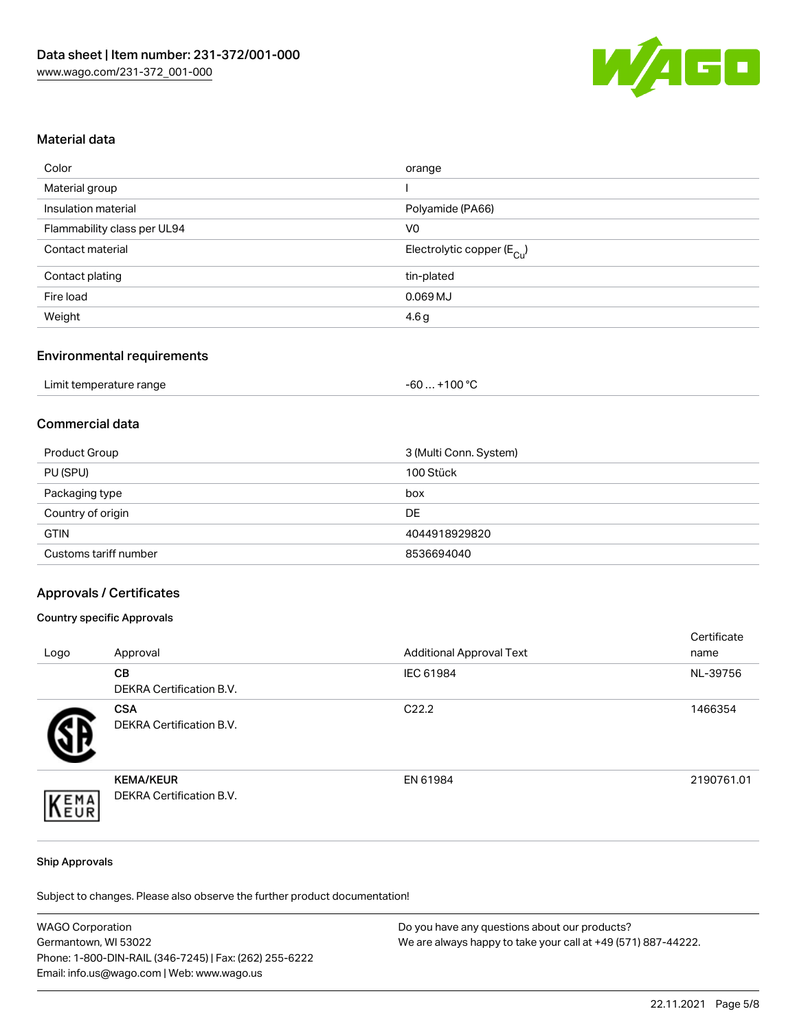## Material data

| | |
|---|---|
| Color | orange |
| Material group | I |
| Insulation material | Polyamide (PA66) |
| Flammability class per UL94 | V0 |
| Contact material | Electrolytic copper ($E_{Cu}$) |
| Contact plating | tin-plated |
| Fire load | 0.069 MJ |
| Weight | 4.6 g |

## Environmental requirements

| | |
|---|---|
| Limit temperature range | -60 … +100 °C |

## Commercial data

| | |
|---|---|
| Product Group | 3 (Multi Conn. System) |
| PU (SPU) | 100 Stück |
| Packaging type | box |
| Country of origin | DE |
| GTIN | 4044918929820 |
| Customs tariff number | 8536694040 |

## Approvals / Certificates

### Country specific Approvals

| Logo | Approval | Additional Approval Text | Certificate name |
|---|---|---|---|
| | **CB** DEKRA Certification B.V. | IEC 61984 | NL-39756 |
| | **CSA** DEKRA Certification B.V. | C22.2 | 1466354 |
| | **KEMA/KEUR** DEKRA Certification B.V. | EN 61984 | 2190761.01 |

### Ship Approvals

Subject to changes. Please also observe the further product documentation!

WAGO Corporation
Germantown, WI 53022
Phone: 1-800-DIN-RAIL (346-7245) | Fax: (262) 255-6222
Email: info.us@wago.com | Web: www.wago.us

Do you have any questions about our products?
We are always happy to take your call at +49 (571) 887-44222.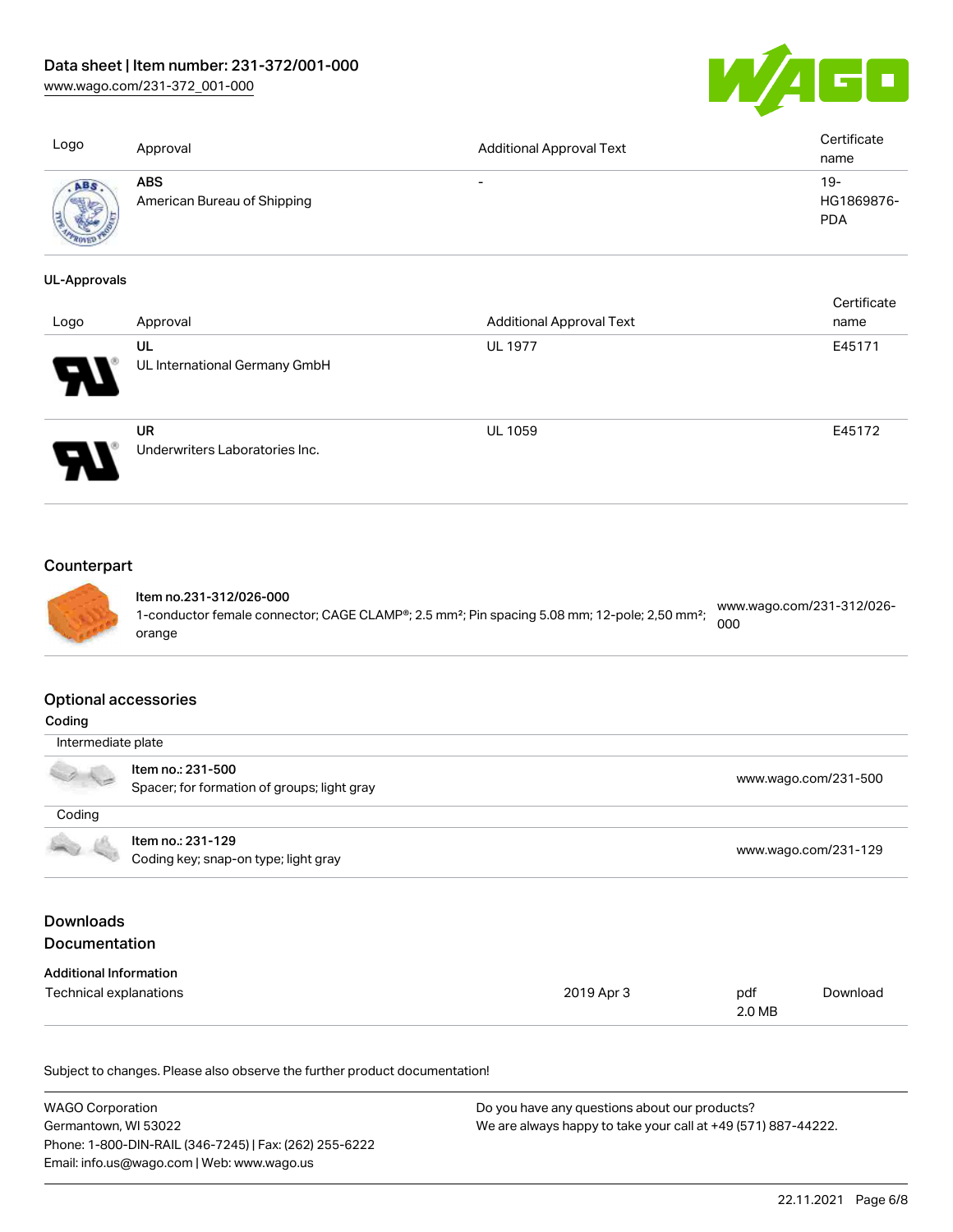| Logo | Approval | Additional Approval Text | Certificate name |
| --- | --- | --- | --- |
| | **ABS**<br>American Bureau of Shipping | - | 19-HG1869876-PDA |

**UL-Approvals**

| Logo | Approval | Additional Approval Text | Certificate name |
| --- | --- | --- | --- |
| | **UL**<br>UL International Germany GmbH | UL 1977 | E45171 |
| | **UR**<br>Underwriters Laboratories Inc. | UL 1059 | E45172 |

## Counterpart

| | | |
| --- | --- | --- |
| | **Item no.231-312/026-000**<br>1-conductor female connector; CAGE CLAMP®; 2.5 mm²; Pin spacing 5.08 mm; 12-pole; 2,50 mm²; orange | www.wago.com/231-312/026-000 |

## Optional accessories

**Coding**

| | | |
| --- | --- | --- |
| Intermediate plate | | |
| | **Item no.: 231-500**<br>Spacer; for formation of groups; light gray | www.wago.com/231-500 |
| Coding | | |
| | **Item no.: 231-129**<br>Coding key; snap-on type; light gray | www.wago.com/231-129 |

## Downloads

## Documentation

**Additional Information**

| | | | |
| --- | --- | --- | --- |
| Technical explanations | 2019 Apr 3 | pdf<br>2.0 MB | Download |

Subject to changes. Please also observe the further product documentation!

WAGO Corporation
Germantown, WI 53022
Phone: 1-800-DIN-RAIL (346-7245) | Fax: (262) 255-6222
Email: info.us@wago.com | Web: www.wago.us

Do you have any questions about our products?
We are always happy to take your call at +49 (571) 887-44222.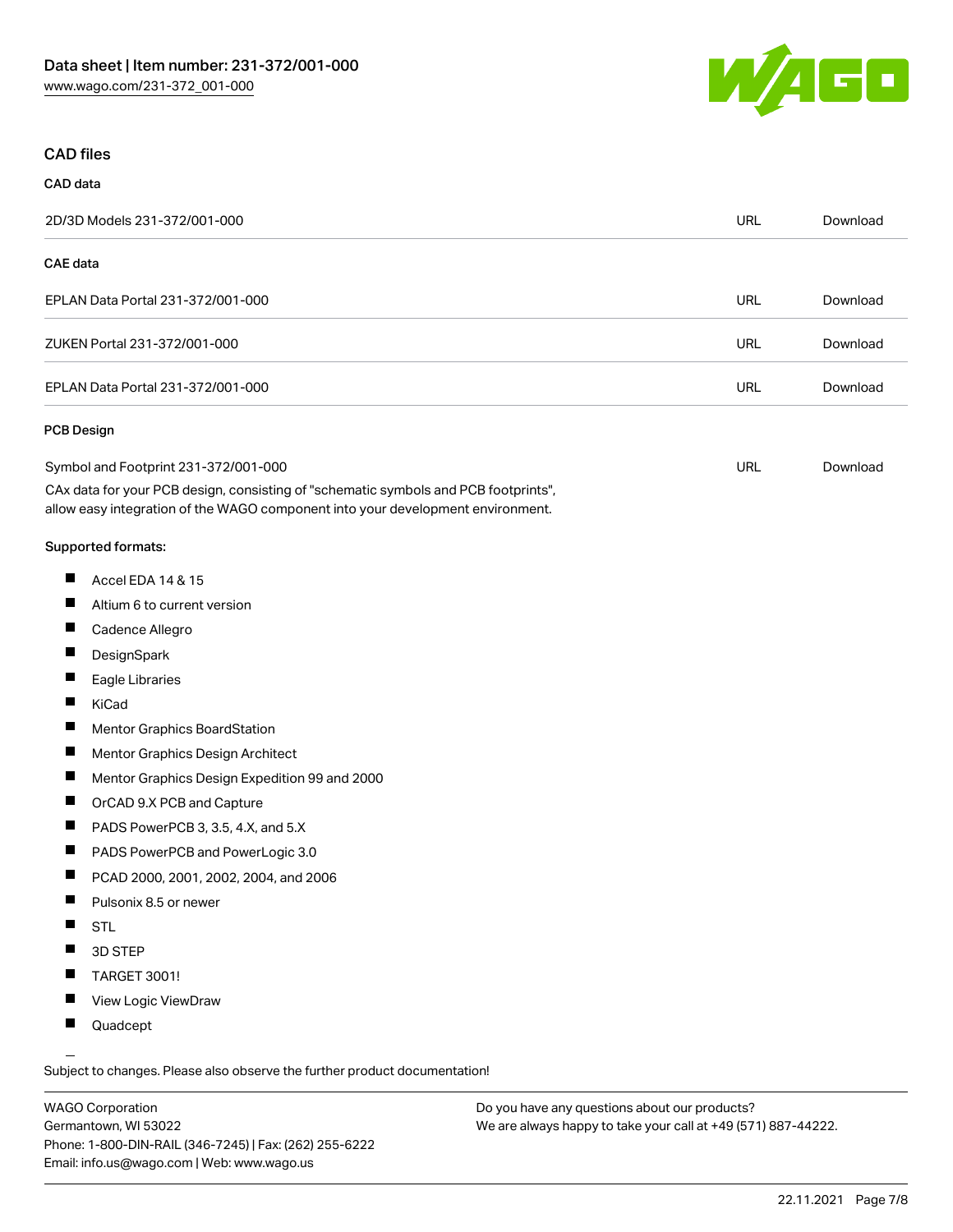## CAD files

### CAD data

| | | |
|---|---|---|
| 2D/3D Models 231-372/001-000 | URL | Download |

### CAE data

| | | |
|---|---|---|
| EPLAN Data Portal 231-372/001-000 | URL | Download |
| ZUKEN Portal 231-372/001-000 | URL | Download |
| EPLAN Data Portal 231-372/001-000 | URL | Download |

### PCB Design

| | | |
|---|---|---|
| Symbol and Footprint 231-372/001-000 | URL | Download |

CAx data for your PCB design, consisting of "schematic symbols and PCB footprints", allow easy integration of the WAGO component into your development environment.

**Supported formats:**

- Accel EDA 14 & 15
- Altium 6 to current version
- Cadence Allegro
- DesignSpark
- Eagle Libraries
- KiCad
- Mentor Graphics BoardStation
- Mentor Graphics Design Architect
- Mentor Graphics Design Expedition 99 and 2000
- OrCAD 9.X PCB and Capture
- PADS PowerPCB 3, 3.5, 4.X, and 5.X
- PADS PowerPCB and PowerLogic 3.0
- PCAD 2000, 2001, 2002, 2004, and 2006
- Pulsonix 8.5 or newer
- STL
- 3D STEP
- TARGET 3001!
- View Logic ViewDraw
- Quadcept

Subject to changes. Please also observe the further product documentation!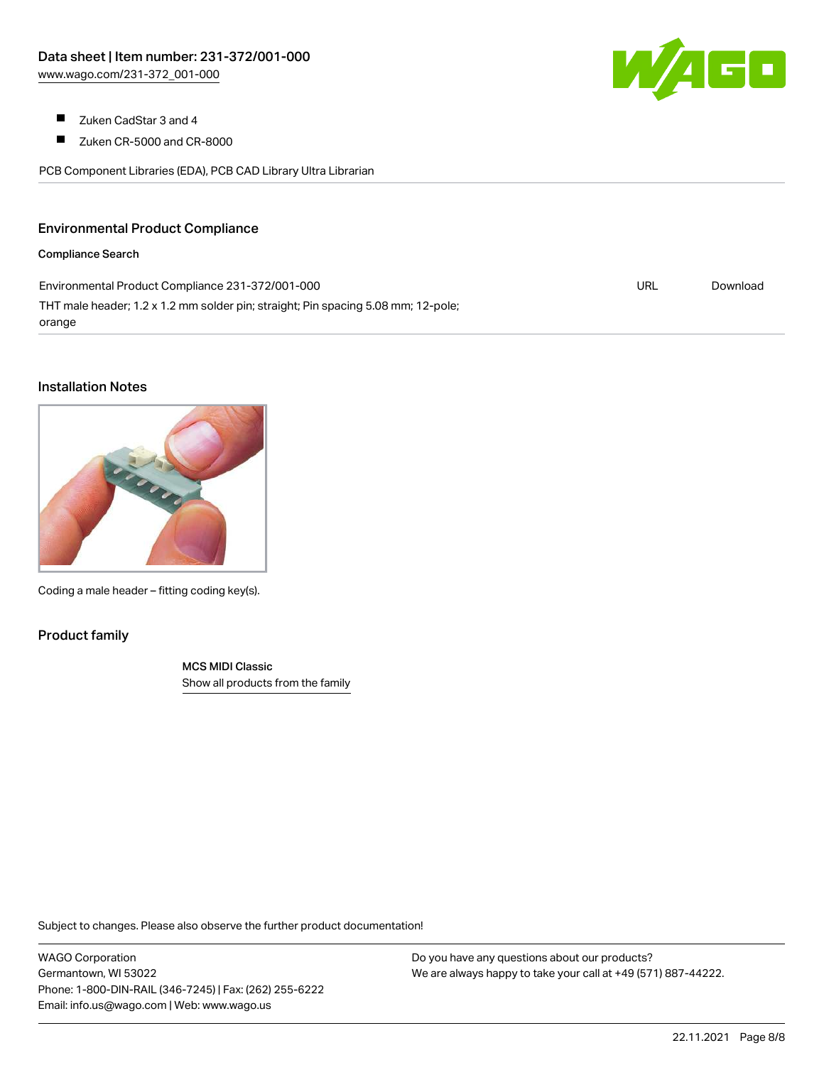- Zuken CadStar 3 and 4
- Zuken CR-5000 and CR-8000

PCB Component Libraries (EDA), PCB CAD Library Ultra Librarian

## Environmental Product Compliance

### Compliance Search

| | | |
| --- | --- | --- |
| Environmental Product Compliance 231-372/001-000<br>THT male header; 1.2 x 1.2 mm solder pin; straight; Pin spacing 5.08 mm; 12-pole; orange | URL | Download |

## Installation Notes

Coding a male header – fitting coding key(s).

## Product family

MCS MIDI Classic
Show all products from the family

Subject to changes. Please also observe the further product documentation!

WAGO Corporation
Germantown, WI 53022
Phone: 1-800-DIN-RAIL (346-7245) | Fax: (262) 255-6222
Email: info.us@wago.com | Web: www.wago.us

Do you have any questions about our products?
We are always happy to take your call at +49 (571) 887-44222.

22.11.2021